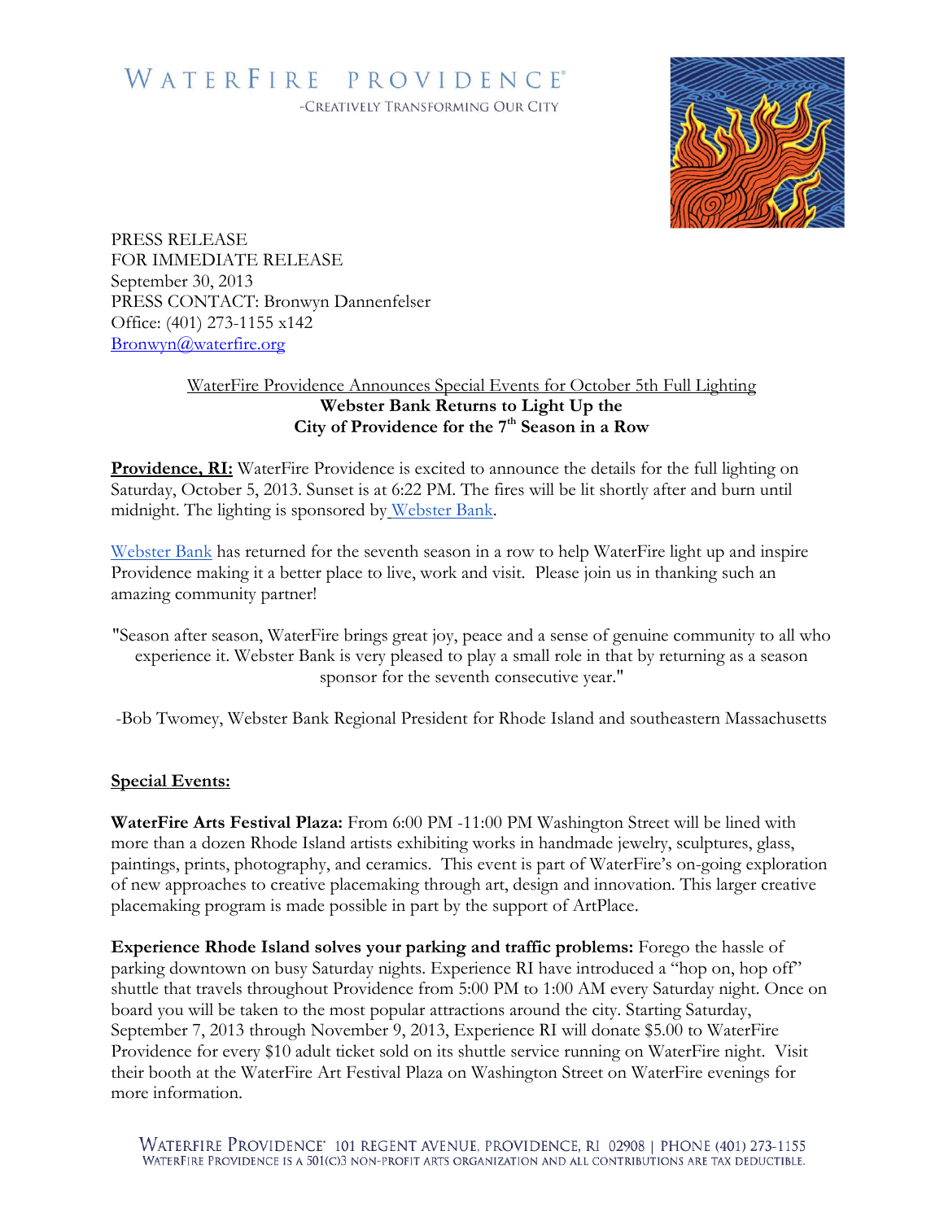WATERFIRE PROVIDENCE®

-CREATIVELY TRANSFORMING OUR CITY

PRESS RELEASE
FOR IMMEDIATE RELEASE
September 30, 2013
PRESS CONTACT: Bronwyn Dannenfelser
Office: (401) 273-1155 x142
Bronwyn@waterfire.org

WaterFire Providence Announces Special Events for October 5th Full Lighting

**Webster Bank Returns to Light Up the City of Providence for the 7th Season in a Row**

**Providence, RI:** WaterFire Providence is excited to announce the details for the full lighting on Saturday, October 5, 2013. Sunset is at 6:22 PM. The fires will be lit shortly after and burn until midnight. The lighting is sponsored by Webster Bank.

Webster Bank has returned for the seventh season in a row to help WaterFire light up and inspire Providence making it a better place to live, work and visit. Please join us in thanking such an amazing community partner!

"Season after season, WaterFire brings great joy, peace and a sense of genuine community to all who experience it. Webster Bank is very pleased to play a small role in that by returning as a season sponsor for the seventh consecutive year."

-Bob Twomey, Webster Bank Regional President for Rhode Island and southeastern Massachusetts

**Special Events:**

**WaterFire Arts Festival Plaza:** From 6:00 PM -11:00 PM Washington Street will be lined with more than a dozen Rhode Island artists exhibiting works in handmade jewelry, sculptures, glass, paintings, prints, photography, and ceramics. This event is part of WaterFire's on-going exploration of new approaches to creative placemaking through art, design and innovation. This larger creative placemaking program is made possible in part by the support of ArtPlace.

**Experience Rhode Island solves your parking and traffic problems:** Forego the hassle of parking downtown on busy Saturday nights. Experience RI have introduced a "hop on, hop off" shuttle that travels throughout Providence from 5:00 PM to 1:00 AM every Saturday night. Once on board you will be taken to the most popular attractions around the city. Starting Saturday, September 7, 2013 through November 9, 2013, Experience RI will donate $5.00 to WaterFire Providence for every $10 adult ticket sold on its shuttle service running on WaterFire night. Visit their booth at the WaterFire Art Festival Plaza on Washington Street on WaterFire evenings for more information.

WATERFIRE PROVIDENCE® 101 REGENT AVENUE, PROVIDENCE, RI 02908 | PHONE (401) 273-1155
WATERFIRE PROVIDENCE IS A 501(C)3 NON-PROFIT ARTS ORGANIZATION AND ALL CONTRIBUTIONS ARE TAX DEDUCTIBLE.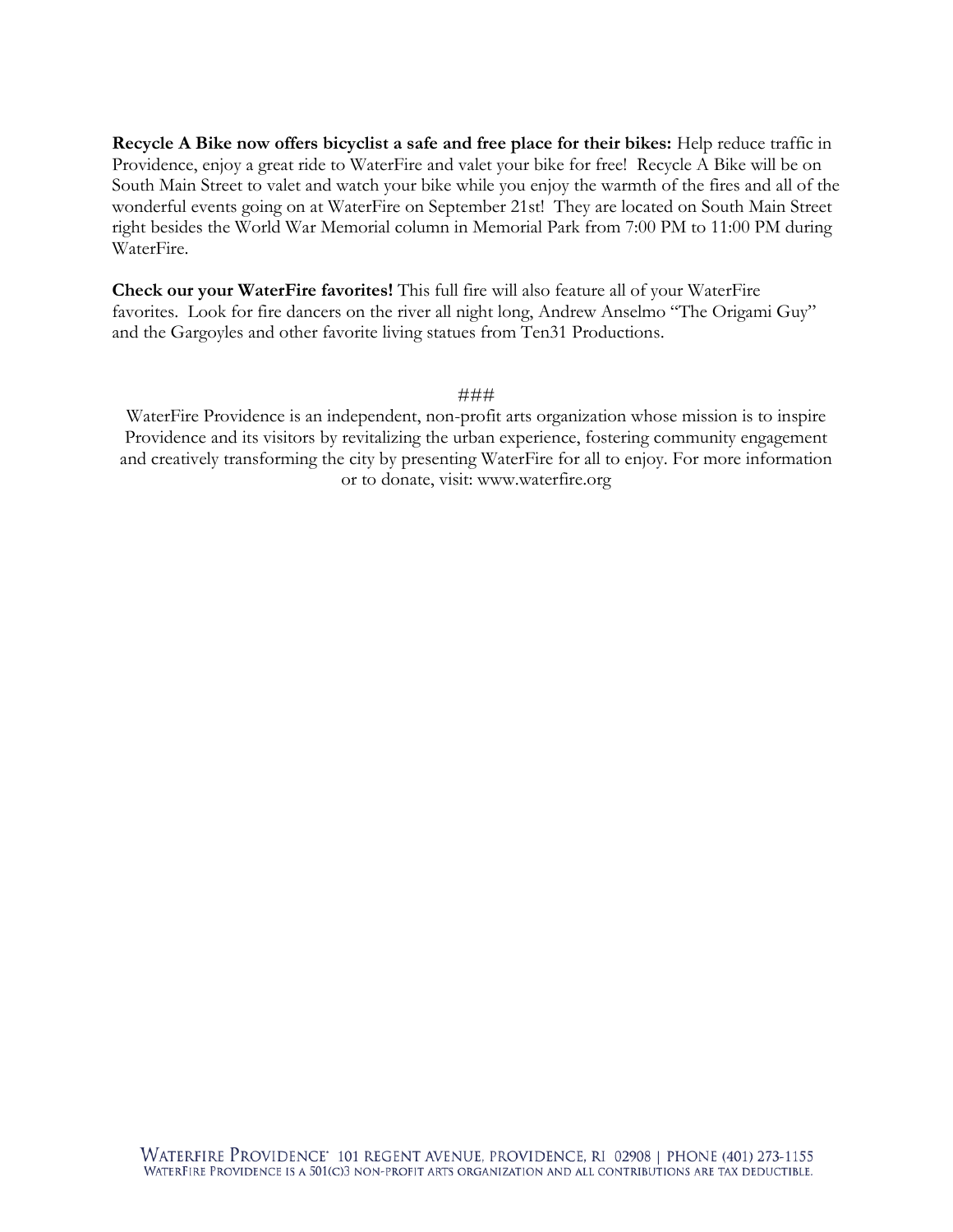**Recycle A Bike now offers bicyclist a safe and free place for their bikes:** Help reduce traffic in Providence, enjoy a great ride to WaterFire and valet your bike for free! Recycle A Bike will be on South Main Street to valet and watch your bike while you enjoy the warmth of the fires and all of the wonderful events going on at WaterFire on September 21st! They are located on South Main Street right besides the World War Memorial column in Memorial Park from 7:00 PM to 11:00 PM during WaterFire.

**Check our your WaterFire favorites!** This full fire will also feature all of your WaterFire favorites. Look for fire dancers on the river all night long, Andrew Anselmo "The Origami Guy" and the Gargoyles and other favorite living statues from Ten31 Productions.

###

WaterFire Providence is an independent, non-profit arts organization whose mission is to inspire Providence and its visitors by revitalizing the urban experience, fostering community engagement and creatively transforming the city by presenting WaterFire for all to enjoy. For more information or to donate, visit: www.waterfire.org